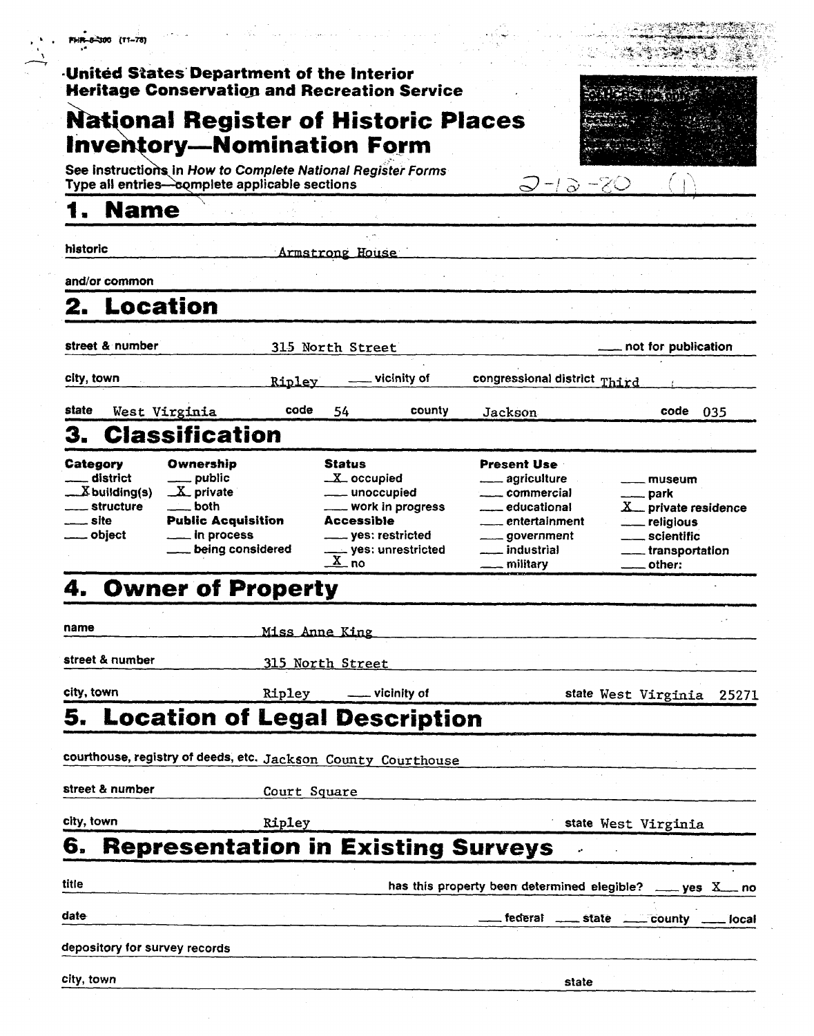FHR-8-300 (11-78)

United States Department of the Interior
Heritage Conservation and Recreation Service

# National Register of Historic Places Inventory—Nomination Form

See instructions in *How to Complete National Register Forms*
Type all entries—complete applicable sections

2-12-80 (1)

## 1. Name

historic Armstrong House

and/or common

## 2. Location

street & number 315 North Street ___ not for publication

city, town Ripley ___ vicinity of congressional district Third

state West Virginia code 54 county Jackson code 035

## 3. Classification

| Category | Ownership | Status | Present Use | |
|---|---|---|---|---|
| ___ district | ___ public | X occupied | ___ agriculture | ___ museum |
| X building(s) | X private | ___ unoccupied | ___ commercial | ___ park |
| ___ structure | ___ both | ___ work in progress | ___ educational | X private residence |
| ___ site | **Public Acquisition** | **Accessible** | ___ entertainment | ___ religious |
| ___ object | ___ in process | ___ yes: restricted | ___ government | ___ scientific |
| | ___ being considered | ___ yes: unrestricted | ___ industrial | ___ transportation |
| | | X no | ___ military | ___ other: |

## 4. Owner of Property

name Miss Anne King

street & number 315 North Street

city, town Ripley ___ vicinity of state West Virginia 25271

## 5. Location of Legal Description

courthouse, registry of deeds, etc. Jackson County Courthouse

street & number Court Square

city, town Ripley state West Virginia

## 6. Representation in Existing Surveys

title has this property been determined elegible? ___ yes X no

date ___ federal ___ state ___ county ___ local

depository for survey records

city, town state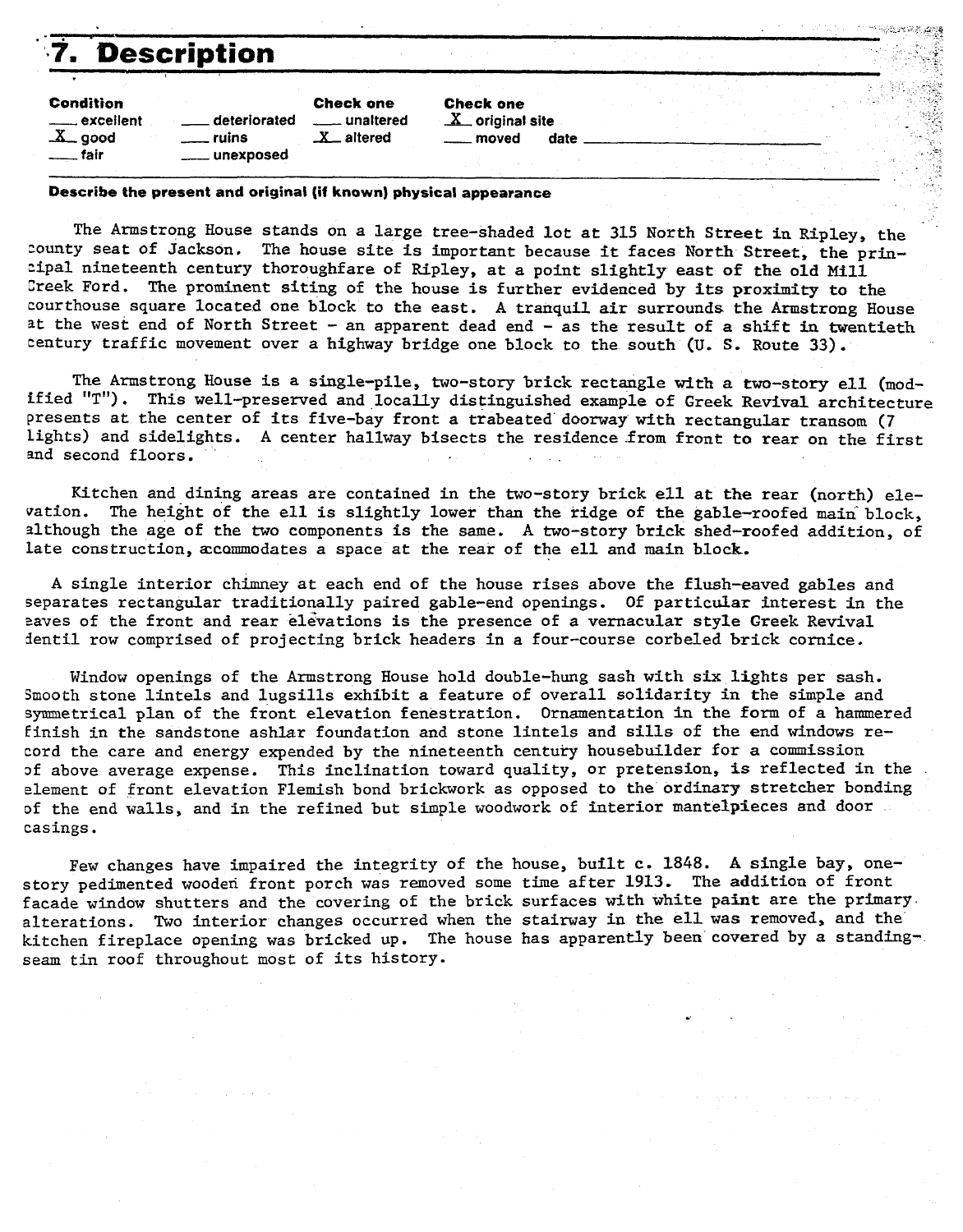# 7. Description

| Condition | | Check one | Check one |
|---|---|---|---|
| ___ excellent | ___ deteriorated | ___ unaltered | X original site |
| X good | ___ ruins | X altered | ___ moved date ___ |
| ___ fair | ___ unexposed | | |

**Describe the present and original (if known) physical appearance**

The Armstrong House stands on a large tree-shaded lot at 315 North Street in Ripley, the county seat of Jackson. The house site is important because it faces North Street, the principal nineteenth century thoroughfare of Ripley, at a point slightly east of the old Mill Creek Ford. The prominent siting of the house is further evidenced by its proximity to the courthouse square located one block to the east. A tranquil air surrounds the Armstrong House at the west end of North Street - an apparent dead end - as the result of a shift in twentieth century traffic movement over a highway bridge one block to the south (U. S. Route 33).

The Armstrong House is a single-pile, two-story brick rectangle with a two-story ell (modified "T"). This well-preserved and locally distinguished example of Greek Revival architecture presents at the center of its five-bay front a trabeated doorway with rectangular transom (7 lights) and sidelights. A center hallway bisects the residence from front to rear on the first and second floors.

Kitchen and dining areas are contained in the two-story brick ell at the rear (north) elevation. The height of the ell is slightly lower than the ridge of the gable-roofed main block, although the age of the two components is the same. A two-story brick shed-roofed addition, of late construction, accommodates a space at the rear of the ell and main block.

A single interior chimney at each end of the house rises above the flush-eaved gables and separates rectangular traditionally paired gable-end openings. Of particular interest in the eaves of the front and rear elevations is the presence of a vernacular style Greek Revival dentil row comprised of projecting brick headers in a four-course corbeled brick cornice.

Window openings of the Armstrong House hold double-hung sash with six lights per sash. Smooth stone lintels and lugsills exhibit a feature of overall solidarity in the simple and symmetrical plan of the front elevation fenestration. Ornamentation in the form of a hammered finish in the sandstone ashlar foundation and stone lintels and sills of the end windows record the care and energy expended by the nineteenth century housebuilder for a commission of above average expense. This inclination toward quality, or pretension, is reflected in the element of front elevation Flemish bond brickwork as opposed to the ordinary stretcher bonding of the end walls, and in the refined but simple woodwork of interior mantelpieces and door casings.

Few changes have impaired the integrity of the house, built c. 1848. A single bay, one-story pedimented wooden front porch was removed some time after 1913. The addition of front facade window shutters and the covering of the brick surfaces with white paint are the primary alterations. Two interior changes occurred when the stairway in the ell was removed, and the kitchen fireplace opening was bricked up. The house has apparently been covered by a standing-seam tin roof throughout most of its history.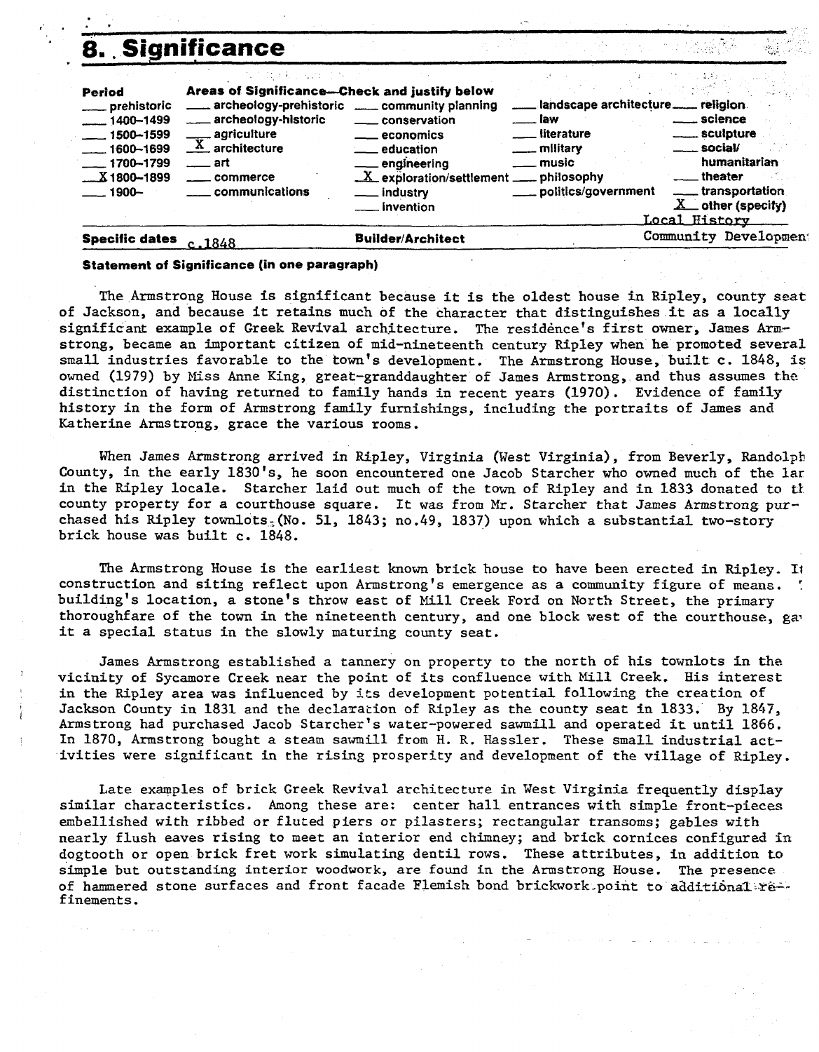# 8. Significance

| Period | Areas of Significance—Check and justify below | | | |
|---|---|---|---|---|
| ___ prehistoric | ___ archeology-prehistoric | ___ community planning | ___ landscape architecture | ___ religion |
| ___ 1400–1499 | ___ archeology-historic | ___ conservation | ___ law | ___ science |
| ___ 1500–1599 | ___ agriculture | ___ economics | ___ literature | ___ sculpture |
| ___ 1600–1699 | X architecture | ___ education | ___ military | ___ social/humanitarian |
| ___ 1700–1799 | ___ art | ___ engineering | ___ music | ___ theater |
| X 1800–1899 | ___ commerce | X exploration/settlement | ___ philosophy | ___ transportation |
| ___ 1900– | ___ communications | ___ industry | ___ politics/government | X other (specify) Local History Community Development |
| | | ___ invention | | |

**Specific dates** c.1848 **Builder/Architect**

**Statement of Significance (in one paragraph)**

The Armstrong House is significant because it is the oldest house in Ripley, county seat of Jackson, and because it retains much of the character that distinguishes it as a locally significant example of Greek Revival architecture. The residence's first owner, James Armstrong, became an important citizen of mid-nineteenth century Ripley when he promoted several small industries favorable to the town's development. The Armstrong House, built c. 1848, is owned (1979) by Miss Anne King, great-granddaughter of James Armstrong, and thus assumes the distinction of having returned to family hands in recent years (1970). Evidence of family history in the form of Armstrong family furnishings, including the portraits of James and Katherine Armstrong, grace the various rooms.

When James Armstrong arrived in Ripley, Virginia (West Virginia), from Beverly, Randolph County, in the early 1830's, he soon encountered one Jacob Starcher who owned much of the lan in the Ripley locale. Starcher laid out much of the town of Ripley and in 1833 donated to th county property for a courthouse square. It was from Mr. Starcher that James Armstrong purchased his Ripley townlots (No. 51, 1843; no.49, 1837) upon which a substantial two-story brick house was built c. 1848.

The Armstrong House is the earliest known brick house to have been erected in Ripley. Its construction and siting reflect upon Armstrong's emergence as a community figure of means. The building's location, a stone's throw east of Mill Creek Ford on North Street, the primary thoroughfare of the town in the nineteenth century, and one block west of the courthouse, gave it a special status in the slowly maturing county seat.

James Armstrong established a tannery on property to the north of his townlots in the vicinity of Sycamore Creek near the point of its confluence with Mill Creek. His interest in the Ripley area was influenced by its development potential following the creation of Jackson County in 1831 and the declaration of Ripley as the county seat in 1833. By 1847, Armstrong had purchased Jacob Starcher's water-powered sawmill and operated it until 1866. In 1870, Armstrong bought a steam sawmill from H. R. Hassler. These small industrial activities were significant in the rising prosperity and development of the village of Ripley.

Late examples of brick Greek Revival architecture in West Virginia frequently display similar characteristics. Among these are: center hall entrances with simple front-pieces embellished with ribbed or fluted piers or pilasters; rectangular transoms; gables with nearly flush eaves rising to meet an interior end chimney; and brick cornices configured in dogtooth or open brick fret work simulating dentil rows. These attributes, in addition to simple but outstanding interior woodwork, are found in the Armstrong House. The presence of hammered stone surfaces and front facade Flemish bond brickwork point to additional refinements.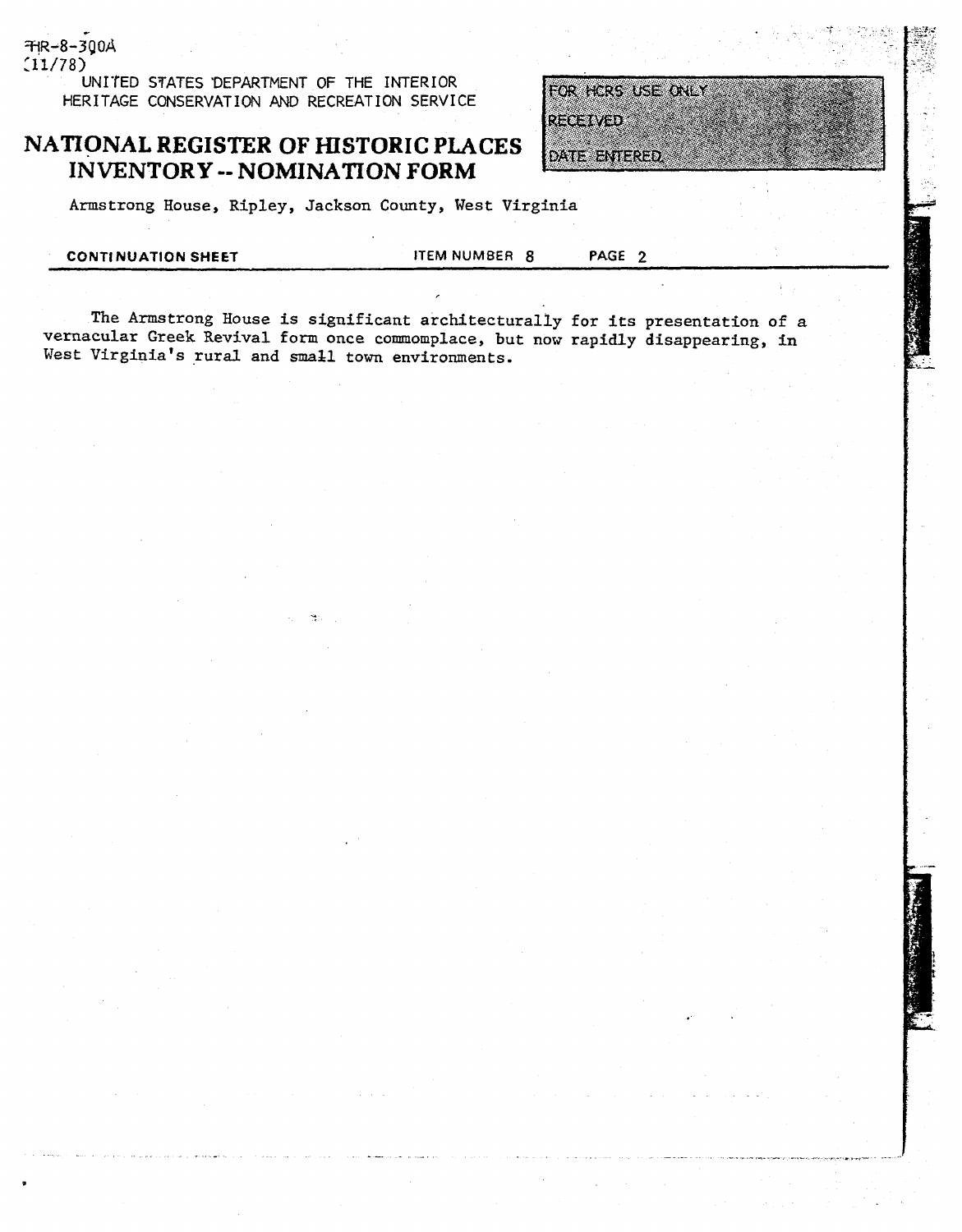FHR-8-300A
(11/78)

UNITED STATES DEPARTMENT OF THE INTERIOR
HERITAGE CONSERVATION AND RECREATION SERVICE

# NATIONAL REGISTER OF HISTORIC PLACES INVENTORY -- NOMINATION FORM

| FOR HCRS USE ONLY |
| --- |
| RECEIVED |
| DATE ENTERED |

Armstrong House, Ripley, Jackson County, West Virginia

**CONTINUATION SHEET** ITEM NUMBER 8 PAGE 2

The Armstrong House is significant architecturally for its presentation of a vernacular Greek Revival form once commomplace, but now rapidly disappearing, in West Virginia's rural and small town environments.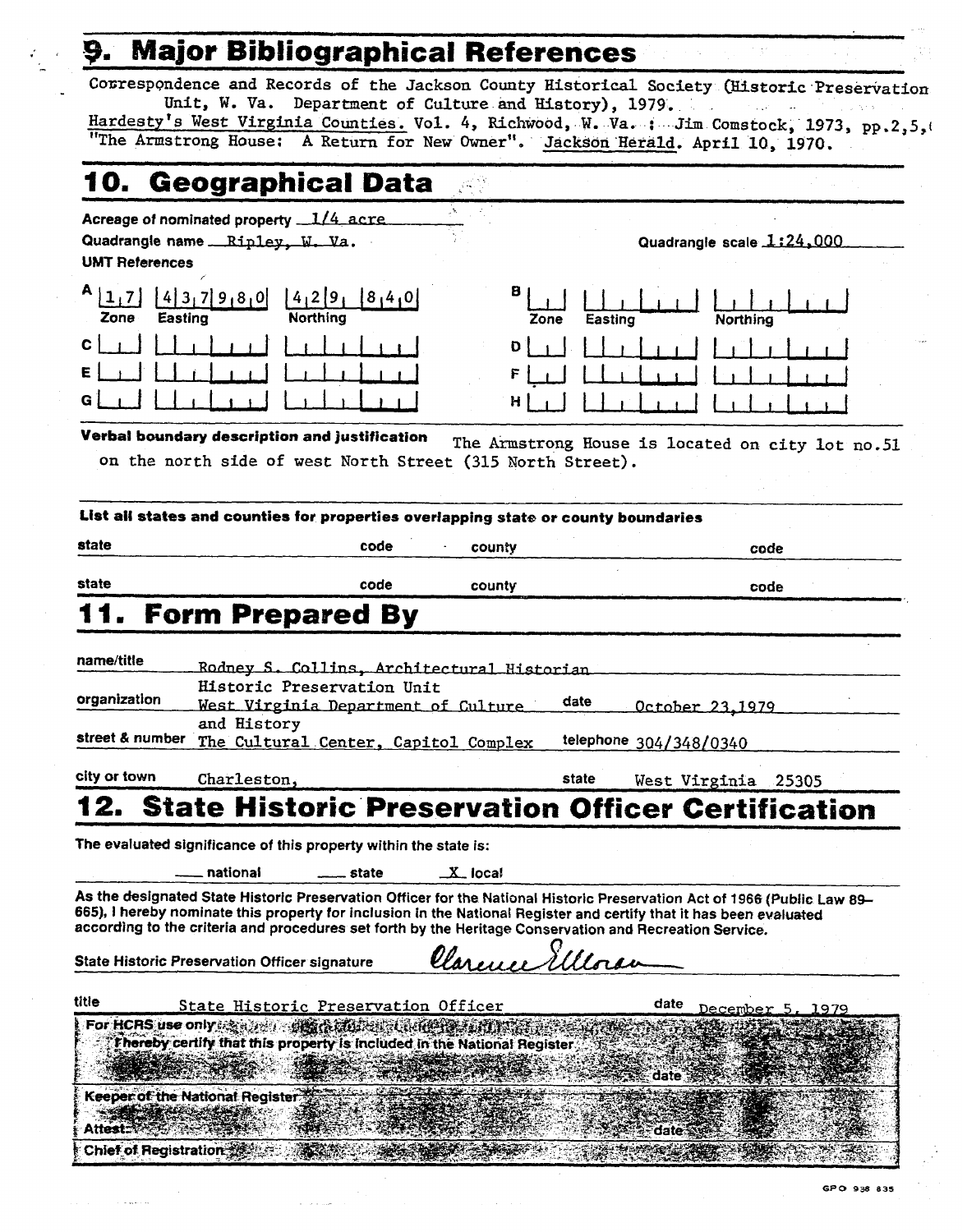## 9. Major Bibliographical References

Correspondence and Records of the Jackson County Historical Society (Historic Preservation Unit, W. Va. Department of Culture and History), 1979.
Hardesty's West Virginia Counties. Vol. 4, Richwood, W. Va. : Jim Comstock, 1973, pp.2,5,(
"The Armstrong House: A Return for New Owner". Jackson Herald. April 10, 1970.

## 10. Geographical Data

Acreage of nominated property 1/4 acre

Quadrangle name Ripley, W. Va.

Quadrangle scale 1:24,000

UMT References

| | Zone | Easting | Northing | | Zone | Easting | Northing |
|---|---|---|---|---|---|---|---|
| A | 17 | 437980 | 4291840 | B | | | |
| C | | | | D | | | |
| E | | | | F | | | |
| G | | | | H | | | |

**Verbal boundary description and justification** The Armstrong House is located on city lot no.51 on the north side of west North Street (315 North Street).

**List all states and counties for properties overlapping state or county boundaries**

| state | code | county | code |
|---|---|---|---|
| state | code | county | code |

## 11. Form Prepared By

name/title Rodney S. Collins, Architectural Historian

organization Historic Preservation Unit West Virginia Department of Culture and History

date October 23,1979

street & number The Cultural Center, Capitol Complex

telephone 304/348/0340

city or town Charleston,

state West Virginia 25305

## 12. State Historic Preservation Officer Certification

The evaluated significance of this property within the state is:

___ national ___ state X local

As the designated State Historic Preservation Officer for the National Historic Preservation Act of 1966 (Public Law 89–665), I hereby nominate this property for inclusion in the National Register and certify that it has been evaluated according to the criteria and procedures set forth by the Heritage Conservation and Recreation Service.

State Historic Preservation Officer signature Clarence Elloran

title State Historic Preservation Officer

date December 5, 1979

For HCRS use only
I hereby certify that this property is included in the National Register

date

Keeper of the National Register

Attest: date

Chief of Registration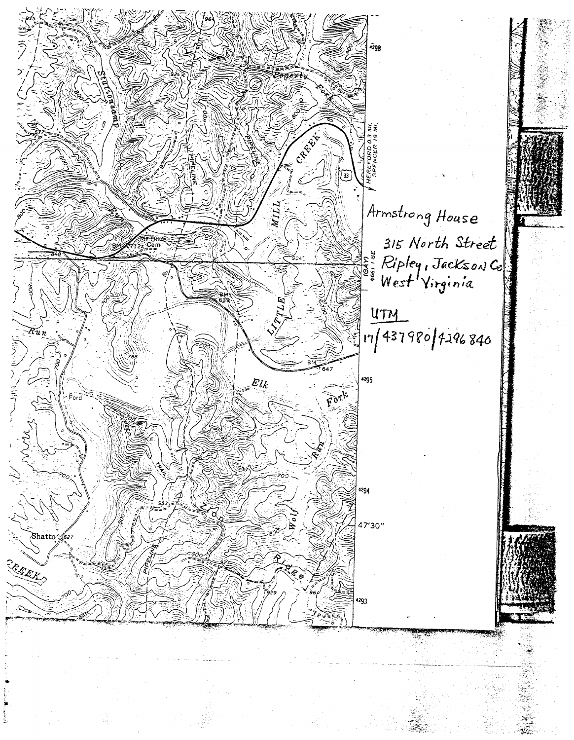Armstrong House

315 North Street

Ripley, Jackson Co

West Virginia

UTM

17/437980/4296840